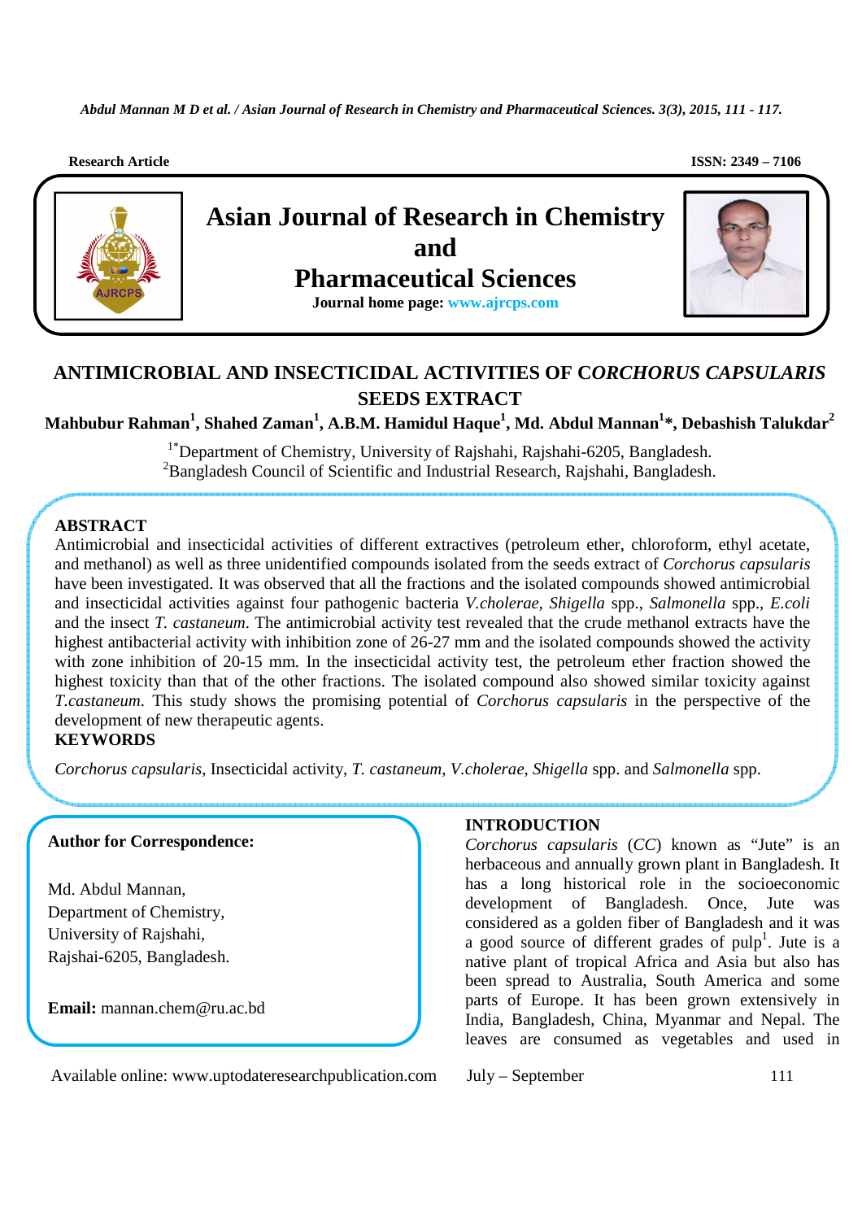Research Article

ISSN: 2349 – 7106

# Asian Journal of Research in Chemistry and Pharmaceutical Sciences

**Journal home page: www.ajrcps.com**

# ANTIMICROBIAL AND INSECTICIDAL ACTIVITIES OF *CORCHORUS CAPSULARIS* SEEDS EXTRACT

**Mahbubur Rahman[1], Shahed Zaman[1], A.B.M. Hamidul Haque[1], Md. Abdul Mannan[1]*, Debashish Talukdar[2]**

[1*]Department of Chemistry, University of Rajshahi, Rajshahi-6205, Bangladesh.
[2]Bangladesh Council of Scientific and Industrial Research, Rajshahi, Bangladesh.

## ABSTRACT

Antimicrobial and insecticidal activities of different extractives (petroleum ether, chloroform, ethyl acetate, and methanol) as well as three unidentified compounds isolated from the seeds extract of *Corchorus capsularis* have been investigated. It was observed that all the fractions and the isolated compounds showed antimicrobial and insecticidal activities against four pathogenic bacteria *V.cholerae, Shigella* spp., *Salmonella* spp., *E.coli* and the insect *T. castaneum*. The antimicrobial activity test revealed that the crude methanol extracts have the highest antibacterial activity with inhibition zone of 26-27 mm and the isolated compounds showed the activity with zone inhibition of 20-15 mm. In the insecticidal activity test, the petroleum ether fraction showed the highest toxicity than that of the other fractions. The isolated compound also showed similar toxicity against *T.castaneum*. This study shows the promising potential of *Corchorus capsularis* in the perspective of the development of new therapeutic agents.

## KEYWORDS

*Corchorus capsularis*, Insecticidal activity, *T. castaneum*, *V.cholerae*, *Shigella* spp. and *Salmonella* spp.

**Author for Correspondence:**

Md. Abdul Mannan,
Department of Chemistry,
University of Rajshahi,
Rajshai-6205, Bangladesh.

**Email:** mannan.chem@ru.ac.bd

## INTRODUCTION

*Corchorus capsularis* (*CC*) known as "Jute" is an herbaceous and annually grown plant in Bangladesh. It has a long historical role in the socioeconomic development of Bangladesh. Once, Jute was considered as a golden fiber of Bangladesh and it was a good source of different grades of pulp[1]. Jute is a native plant of tropical Africa and Asia but also has been spread to Australia, South America and some parts of Europe. It has been grown extensively in India, Bangladesh, China, Myanmar and Nepal. The leaves are consumed as vegetables and used in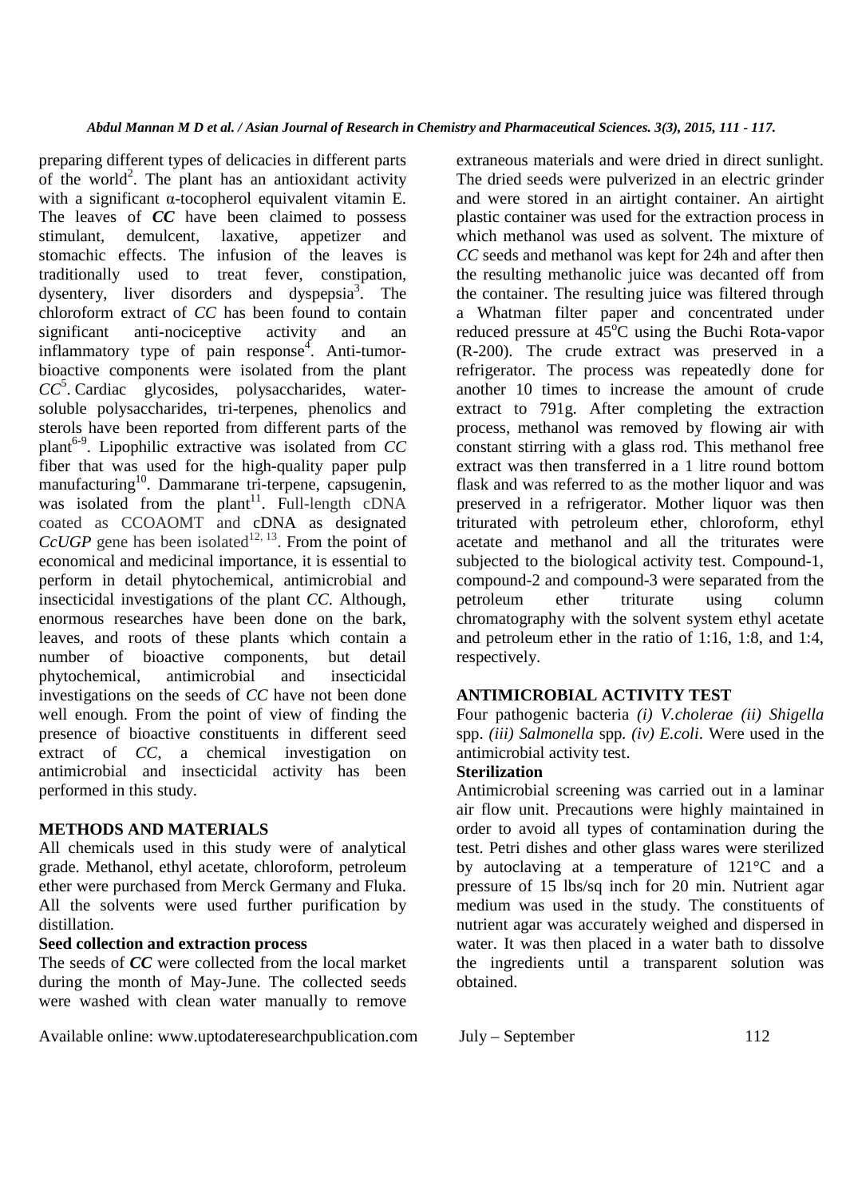preparing different types of delicacies in different parts of the world[2]. The plant has an antioxidant activity with a significant α-tocopherol equivalent vitamin E. The leaves of ***CC*** have been claimed to possess stimulant, demulcent, laxative, appetizer and stomachic effects. The infusion of the leaves is traditionally used to treat fever, constipation, dysentery, liver disorders and dyspepsia[3]. The chloroform extract of *CC* has been found to contain significant anti-nociceptive activity and an inflammatory type of pain response[4]. Anti-tumor-bioactive components were isolated from the plant *CC*[5]. Cardiac glycosides, polysaccharides, water-soluble polysaccharides, tri-terpenes, phenolics and sterols have been reported from different parts of the plant[6-9]. Lipophilic extractive was isolated from *CC* fiber that was used for the high-quality paper pulp manufacturing[10]. Dammarane tri-terpene, capsugenin, was isolated from the plant[11]. Full-length cDNA coated as CCOAOMT and cDNA as designated *CcUGP* gene has been isolated[12, 13]. From the point of economical and medicinal importance, it is essential to perform in detail phytochemical, antimicrobial and insecticidal investigations of the plant *CC*. Although, enormous researches have been done on the bark, leaves, and roots of these plants which contain a number of bioactive components, but detail phytochemical, antimicrobial and insecticidal investigations on the seeds of *CC* have not been done well enough. From the point of view of finding the presence of bioactive constituents in different seed extract of *CC*, a chemical investigation on antimicrobial and insecticidal activity has been performed in this study.

## METHODS AND MATERIALS

All chemicals used in this study were of analytical grade. Methanol, ethyl acetate, chloroform, petroleum ether were purchased from Merck Germany and Fluka. All the solvents were used further purification by distillation.

### Seed collection and extraction process

The seeds of ***CC*** were collected from the local market during the month of May-June. The collected seeds were washed with clean water manually to remove extraneous materials and were dried in direct sunlight. The dried seeds were pulverized in an electric grinder and were stored in an airtight container. An airtight plastic container was used for the extraction process in which methanol was used as solvent. The mixture of *CC* seeds and methanol was kept for 24h and after then the resulting methanolic juice was decanted off from the container. The resulting juice was filtered through a Whatman filter paper and concentrated under reduced pressure at 45°C using the Buchi Rota-vapor (R-200). The crude extract was preserved in a refrigerator. The process was repeatedly done for another 10 times to increase the amount of crude extract to 791g. After completing the extraction process, methanol was removed by flowing air with constant stirring with a glass rod. This methanol free extract was then transferred in a 1 litre round bottom flask and was referred to as the mother liquor and was preserved in a refrigerator. Mother liquor was then triturated with petroleum ether, chloroform, ethyl acetate and methanol and all the triturates were subjected to the biological activity test. Compound-1, compound-2 and compound-3 were separated from the petroleum ether triturate using column chromatography with the solvent system ethyl acetate and petroleum ether in the ratio of 1:16, 1:8, and 1:4, respectively.

## ANTIMICROBIAL ACTIVITY TEST

Four pathogenic bacteria *(i) V.cholerae (ii) Shigella* spp. *(iii) Salmonella* spp. *(iv) E.coli*. Were used in the antimicrobial activity test.

### Sterilization

Antimicrobial screening was carried out in a laminar air flow unit. Precautions were highly maintained in order to avoid all types of contamination during the test. Petri dishes and other glass wares were sterilized by autoclaving at a temperature of 121°C and a pressure of 15 lbs/sq inch for 20 min. Nutrient agar medium was used in the study. The constituents of nutrient agar was accurately weighed and dispersed in water. It was then placed in a water bath to dissolve the ingredients until a transparent solution was obtained.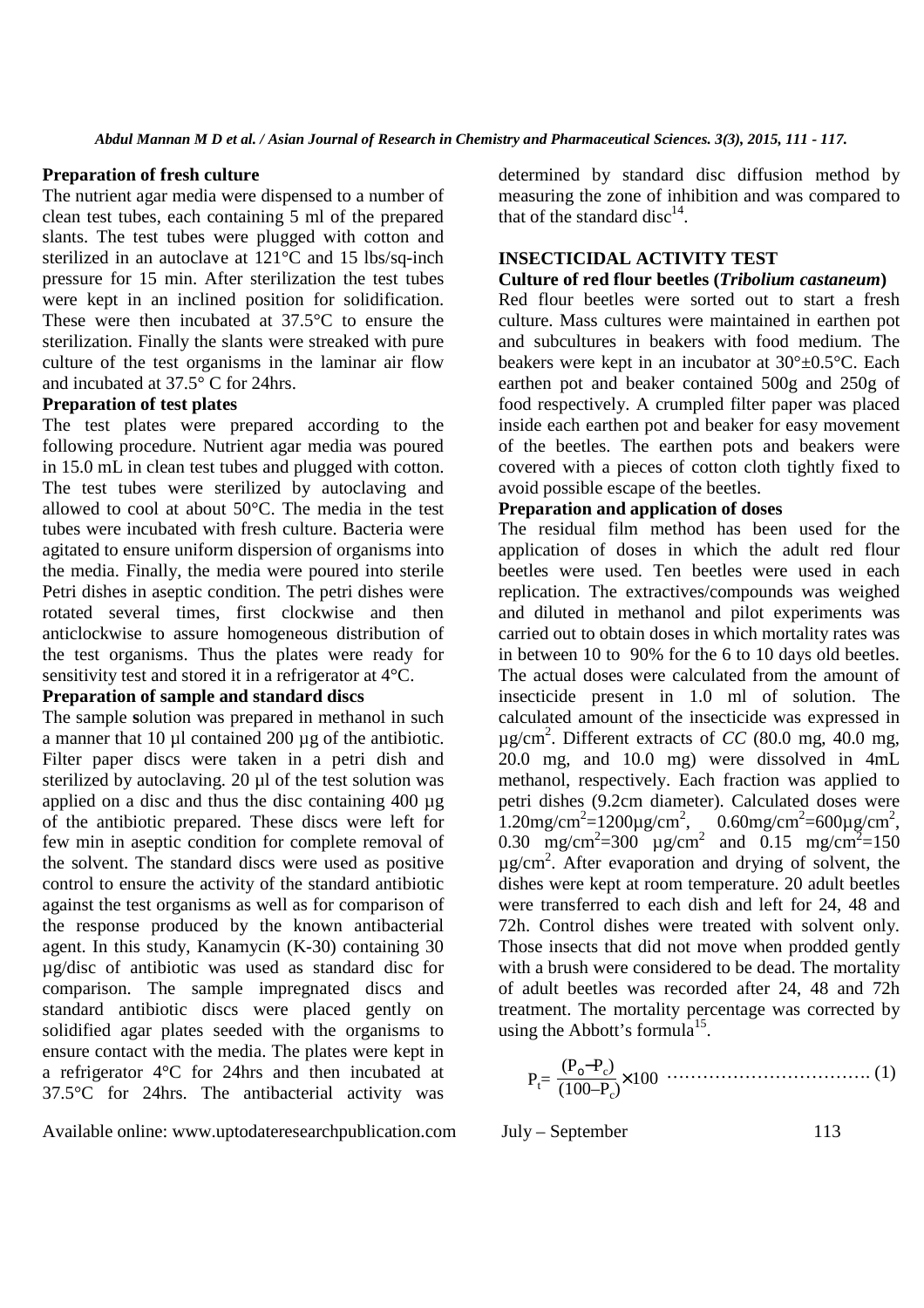**Preparation of fresh culture**

The nutrient agar media were dispensed to a number of clean test tubes, each containing 5 ml of the prepared slants. The test tubes were plugged with cotton and sterilized in an autoclave at 121°C and 15 lbs/sq-inch pressure for 15 min. After sterilization the test tubes were kept in an inclined position for solidification. These were then incubated at 37.5°C to ensure the sterilization. Finally the slants were streaked with pure culture of the test organisms in the laminar air flow and incubated at 37.5° C for 24hrs.

**Preparation of test plates**

The test plates were prepared according to the following procedure. Nutrient agar media was poured in 15.0 mL in clean test tubes and plugged with cotton. The test tubes were sterilized by autoclaving and allowed to cool at about 50°C. The media in the test tubes were incubated with fresh culture. Bacteria were agitated to ensure uniform dispersion of organisms into the media. Finally, the media were poured into sterile Petri dishes in aseptic condition. The petri dishes were rotated several times, first clockwise and then anticlockwise to assure homogeneous distribution of the test organisms. Thus the plates were ready for sensitivity test and stored it in a refrigerator at 4°C.

**Preparation of sample and standard discs**

The sample **s**olution was prepared in methanol in such a manner that 10 µl contained 200 µg of the antibiotic. Filter paper discs were taken in a petri dish and sterilized by autoclaving. 20 µl of the test solution was applied on a disc and thus the disc containing 400 µg of the antibiotic prepared. These discs were left for few min in aseptic condition for complete removal of the solvent. The standard discs were used as positive control to ensure the activity of the standard antibiotic against the test organisms as well as for comparison of the response produced by the known antibacterial agent. In this study, Kanamycin (K-30) containing 30 µg/disc of antibiotic was used as standard disc for comparison. The sample impregnated discs and standard antibiotic discs were placed gently on solidified agar plates seeded with the organisms to ensure contact with the media. The plates were kept in a refrigerator 4°C for 24hrs and then incubated at 37.5°C for 24hrs. The antibacterial activity was determined by standard disc diffusion method by measuring the zone of inhibition and was compared to that of the standard disc[14].

## INSECTICIDAL ACTIVITY TEST

**Culture of red flour beetles (*Tribolium castaneum*)**

Red flour beetles were sorted out to start a fresh culture. Mass cultures were maintained in earthen pot and subcultures in beakers with food medium. The beakers were kept in an incubator at 30°±0.5°C. Each earthen pot and beaker contained 500g and 250g of food respectively. A crumpled filter paper was placed inside each earthen pot and beaker for easy movement of the beetles. The earthen pots and beakers were covered with a pieces of cotton cloth tightly fixed to avoid possible escape of the beetles.

**Preparation and application of doses**

The residual film method has been used for the application of doses in which the adult red flour beetles were used. Ten beetles were used in each replication. The extractives/compounds was weighed and diluted in methanol and pilot experiments was carried out to obtain doses in which mortality rates was in between 10 to 90% for the 6 to 10 days old beetles. The actual doses were calculated from the amount of insecticide present in 1.0 ml of solution. The calculated amount of the insecticide was expressed in µg/$cm^2$. Different extracts of *CC* (80.0 mg, 40.0 mg, 20.0 mg, and 10.0 mg) were dissolved in 4mL methanol, respectively. Each fraction was applied to petri dishes (9.2cm diameter). Calculated doses were 1.20mg/$cm^2$=1200µg/$cm^2$, 0.60mg/$cm^2$=600µg/$cm^2$, 0.30 mg/$cm^2$=300 µg/$cm^2$ and 0.15 mg/$cm^2$=150 µg/$cm^2$. After evaporation and drying of solvent, the dishes were kept at room temperature. 20 adult beetles were transferred to each dish and left for 24, 48 and 72h. Control dishes were treated with solvent only. Those insects that did not move when prodded gently with a brush were considered to be dead. The mortality of adult beetles was recorded after 24, 48 and 72h treatment. The mortality percentage was corrected by using the Abbott's formula[15].

$$P_t = \frac{(P_o - P_c)}{(100 - P_c)} \times 100 \quad \text{.............................. (1)}$$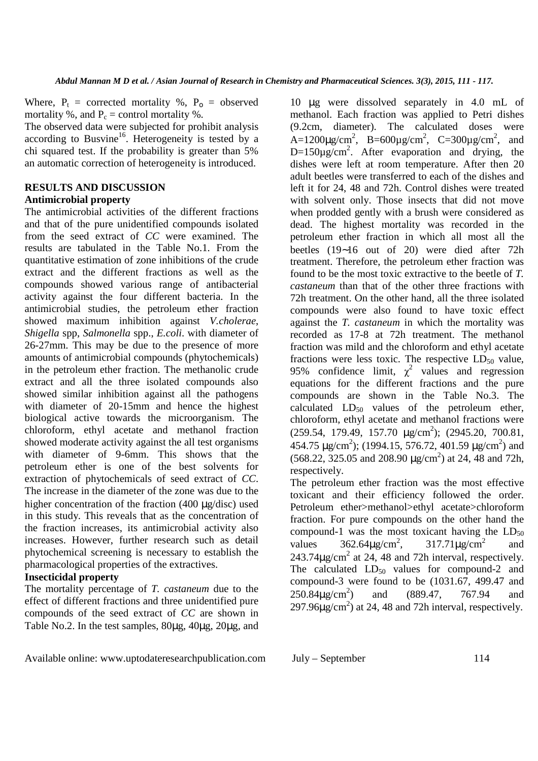Where, $P_t$ = corrected mortality %, $P_o$ = observed mortality %, and $P_c$ = control mortality %.

The observed data were subjected for prohibit analysis according to Busvine[16]. Heterogeneity is tested by a chi squared test. If the probability is greater than 5% an automatic correction of heterogeneity is introduced.

## RESULTS AND DISCUSSION

### Antimicrobial property

The antimicrobial activities of the different fractions and that of the pure unidentified compounds isolated from the seed extract of *CC* were examined. The results are tabulated in the Table No.1. From the quantitative estimation of zone inhibitions of the crude extract and the different fractions as well as the compounds showed various range of antibacterial activity against the four different bacteria. In the antimicrobial studies, the petroleum ether fraction showed maximum inhibition against *V.cholerae*, *Shigella* spp, *Salmonella* spp., *E.coli*. with diameter of 26-27mm. This may be due to the presence of more amounts of antimicrobial compounds (phytochemicals) in the petroleum ether fraction. The methanolic crude extract and all the three isolated compounds also showed similar inhibition against all the pathogens with diameter of 20-15mm and hence the highest biological active towards the microorganism. The chloroform, ethyl acetate and methanol fraction showed moderate activity against the all test organisms with diameter of 9-6mm. This shows that the petroleum ether is one of the best solvents for extraction of phytochemicals of seed extract of *CC*. The increase in the diameter of the zone was due to the higher concentration of the fraction (400 μg/disc) used in this study. This reveals that as the concentration of the fraction increases, its antimicrobial activity also increases. However, further research such as detail phytochemical screening is necessary to establish the pharmacological properties of the extractives.

### Insecticidal property

The mortality percentage of *T. castaneum* due to the effect of different fractions and three unidentified pure compounds of the seed extract of *CC* are shown in Table No.2. In the test samples, 80μg, 40μg, 20μg, and 10 μg were dissolved separately in 4.0 mL of methanol. Each fraction was applied to Petri dishes (9.2cm, diameter). The calculated doses were A=1200μg/cm$^2$, B=600μg/cm$^2$, C=300μg/cm$^2$, and D=150μg/cm$^2$. After evaporation and drying, the dishes were left at room temperature. After then 20 adult beetles were transferred to each of the dishes and left it for 24, 48 and 72h. Control dishes were treated with solvent only. Those insects that did not move when prodded gently with a brush were considered as dead. The highest mortality was recorded in the petroleum ether fraction in which all most all the beetles (19~16 out of 20) were died after 72h treatment. Therefore, the petroleum ether fraction was found to be the most toxic extractive to the beetle of *T. castaneum* than that of the other three fractions with 72h treatment. On the other hand, all the three isolated compounds were also found to have toxic effect against the *T. castaneum* in which the mortality was recorded as 17-8 at 72h treatment. The methanol fraction was mild and the chloroform and ethyl acetate fractions were less toxic. The respective $LD_{50}$ value, 95% confidence limit, $\chi^2$ values and regression equations for the different fractions and the pure compounds are shown in the Table No.3. The calculated $LD_{50}$ values of the petroleum ether, chloroform, ethyl acetate and methanol fractions were (259.54, 179.49, 157.70 μg/cm$^2$); (2945.20, 700.81, 454.75 μg/cm$^2$); (1994.15, 576.72, 401.59 μg/cm$^2$) and (568.22, 325.05 and 208.90 μg/cm$^2$) at 24, 48 and 72h, respectively.

The petroleum ether fraction was the most effective toxicant and their efficiency followed the order. Petroleum ether>methanol>ethyl acetate>chloroform fraction. For pure compounds on the other hand the compound-1 was the most toxicant having the $LD_{50}$ values 362.64μg/cm$^2$, 317.71μg/cm$^2$ and 243.74μg/cm$^2$ at 24, 48 and 72h interval, respectively. The calculated $LD_{50}$ values for compound-2 and compound-3 were found to be (1031.67, 499.47 and 250.84μg/cm$^2$) and (889.47, 767.94 and 297.96μg/cm$^2$) at 24, 48 and 72h interval, respectively.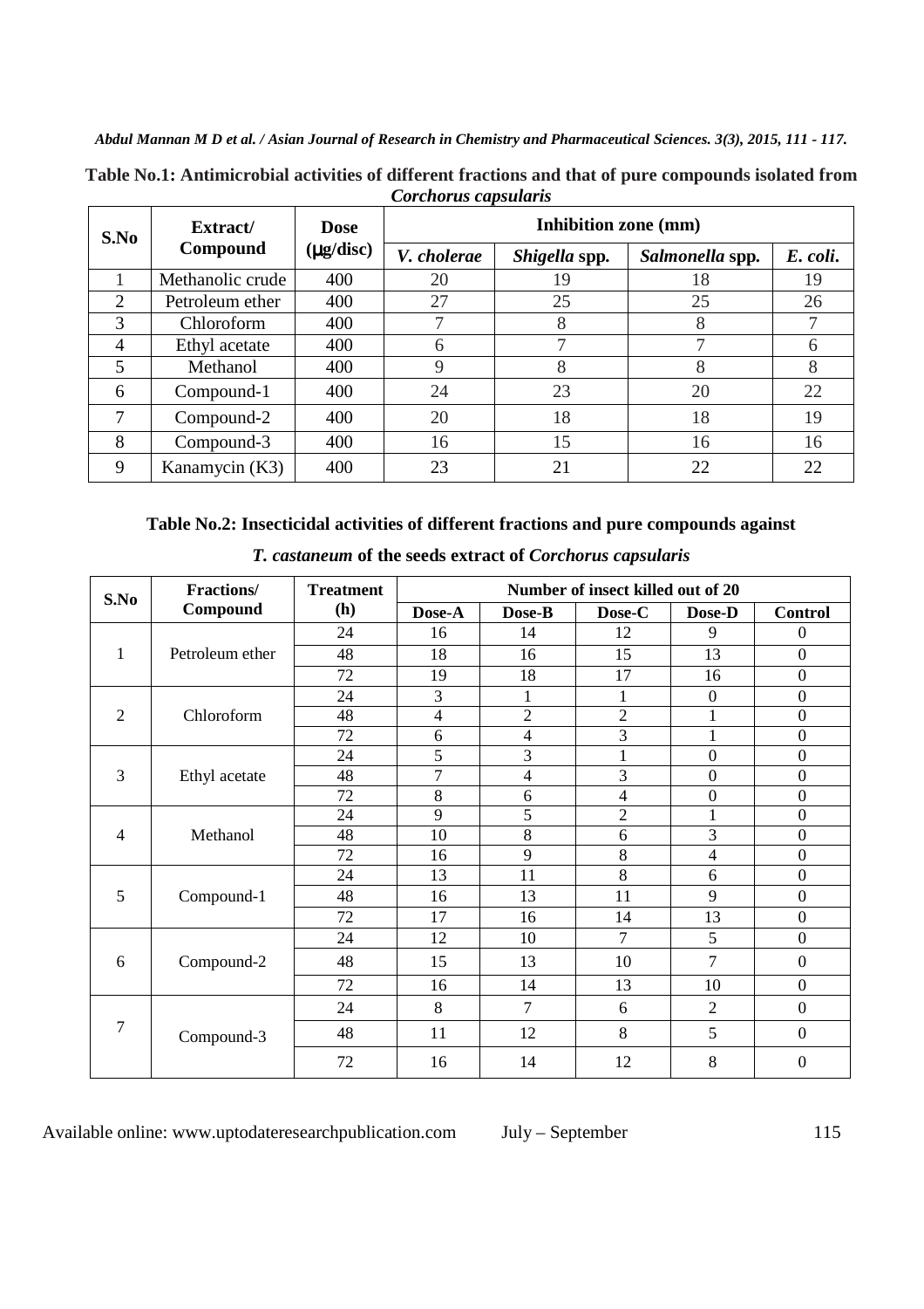**Table No.1: Antimicrobial activities of different fractions and that of pure compounds isolated from *Corchorus capsularis***

| S.No | Extract/ Compound | Dose (μg/disc) | Inhibition zone (mm) | | | |
|---|---|---|---|---|---|---|
| | | | *V. cholerae* | *Shigella* spp. | *Salmonella* spp. | *E. coli.* |
| 1 | Methanolic crude | 400 | 20 | 19 | 18 | 19 |
| 2 | Petroleum ether | 400 | 27 | 25 | 25 | 26 |
| 3 | Chloroform | 400 | 7 | 8 | 8 | 7 |
| 4 | Ethyl acetate | 400 | 6 | 7 | 7 | 6 |
| 5 | Methanol | 400 | 9 | 8 | 8 | 8 |
| 6 | Compound-1 | 400 | 24 | 23 | 20 | 22 |
| 7 | Compound-2 | 400 | 20 | 18 | 18 | 19 |
| 8 | Compound-3 | 400 | 16 | 15 | 16 | 16 |
| 9 | Kanamycin (K3) | 400 | 23 | 21 | 22 | 22 |

**Table No.2: Insecticidal activities of different fractions and pure compounds against *T. castaneum* of the seeds extract of *Corchorus capsularis***

| S.No | Fractions/ Compound | Treatment (h) | Number of insect killed out of 20 | | | | |
|---|---|---|---|---|---|---|---|
| | | | Dose-A | Dose-B | Dose-C | Dose-D | Control |
| 1 | Petroleum ether | 24 | 16 | 14 | 12 | 9 | 0 |
| | | 48 | 18 | 16 | 15 | 13 | 0 |
| | | 72 | 19 | 18 | 17 | 16 | 0 |
| 2 | Chloroform | 24 | 3 | 1 | 1 | 0 | 0 |
| | | 48 | 4 | 2 | 2 | 1 | 0 |
| | | 72 | 6 | 4 | 3 | 1 | 0 |
| 3 | Ethyl acetate | 24 | 5 | 3 | 1 | 0 | 0 |
| | | 48 | 7 | 4 | 3 | 0 | 0 |
| | | 72 | 8 | 6 | 4 | 0 | 0 |
| 4 | Methanol | 24 | 9 | 5 | 2 | 1 | 0 |
| | | 48 | 10 | 8 | 6 | 3 | 0 |
| | | 72 | 16 | 9 | 8 | 4 | 0 |
| 5 | Compound-1 | 24 | 13 | 11 | 8 | 6 | 0 |
| | | 48 | 16 | 13 | 11 | 9 | 0 |
| | | 72 | 17 | 16 | 14 | 13 | 0 |
| 6 | Compound-2 | 24 | 12 | 10 | 7 | 5 | 0 |
| | | 48 | 15 | 13 | 10 | 7 | 0 |
| | | 72 | 16 | 14 | 13 | 10 | 0 |
| 7 | Compound-3 | 24 | 8 | 7 | 6 | 2 | 0 |
| | | 48 | 11 | 12 | 8 | 5 | 0 |
| | | 72 | 16 | 14 | 12 | 8 | 0 |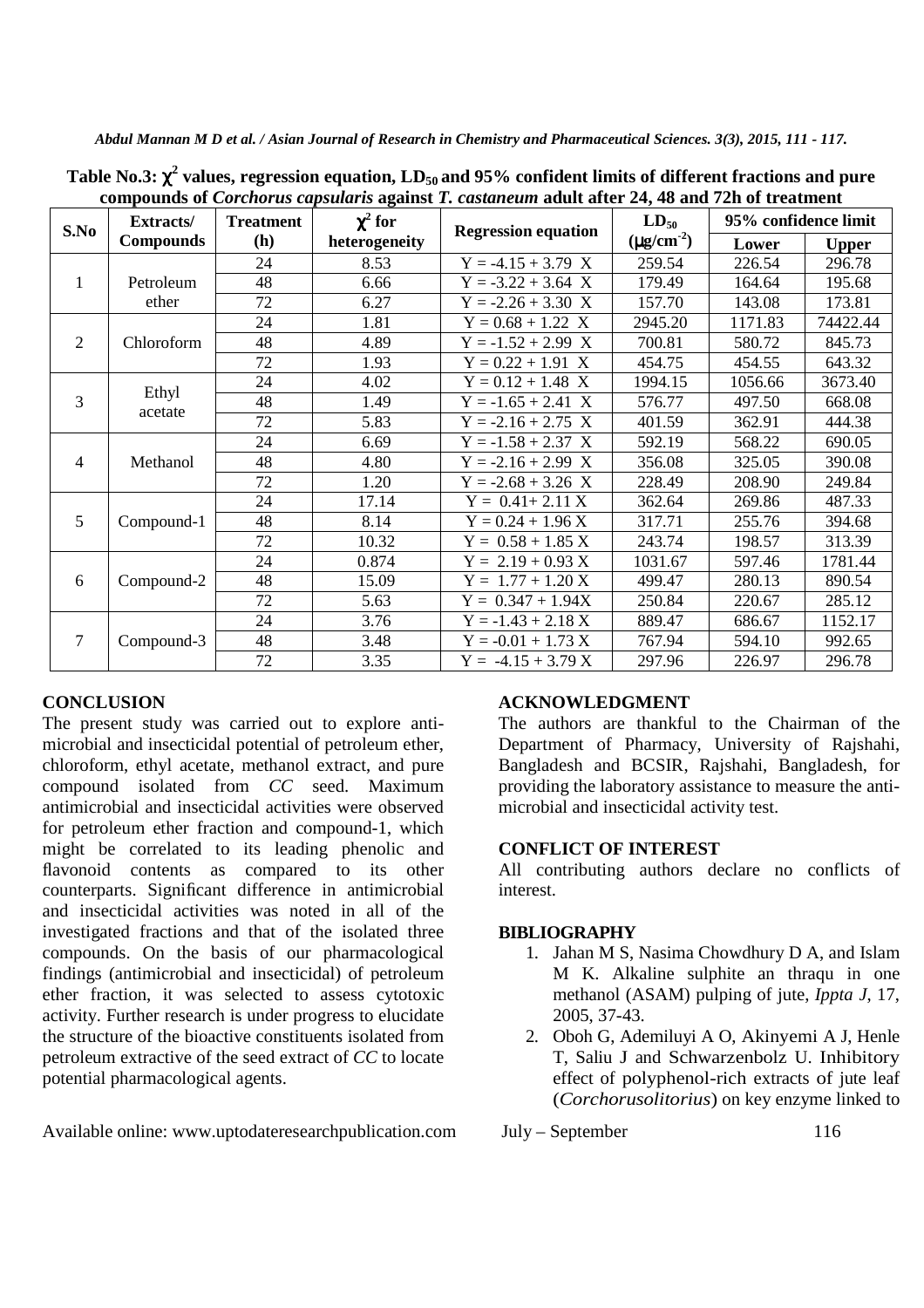**Table No.3: $\chi^2$ values, regression equation, $LD_{50}$ and 95% confident limits of different fractions and pure compounds of *Corchorus capsularis* against *T. castaneum* adult after 24, 48 and 72h of treatment**

| S.No | Extracts/ Compounds | Treatment (h) | $\chi^2$ for heterogeneity | Regression equation | $LD_{50}$ ($\mu g/cm^{-2}$) | 95% confidence limit | |
|---|---|---|---|---|---|---|---|
| | | | | | | Lower | Upper |
| 1 | Petroleum ether | 24 | 8.53 | Y = -4.15 + 3.79 X | 259.54 | 226.54 | 296.78 |
| | | 48 | 6.66 | Y = -3.22 + 3.64 X | 179.49 | 164.64 | 195.68 |
| | | 72 | 6.27 | Y = -2.26 + 3.30 X | 157.70 | 143.08 | 173.81 |
| 2 | Chloroform | 24 | 1.81 | Y = 0.68 + 1.22 X | 2945.20 | 1171.83 | 74422.44 |
| | | 48 | 4.89 | Y = -1.52 + 2.99 X | 700.81 | 580.72 | 845.73 |
| | | 72 | 1.93 | Y = 0.22 + 1.91 X | 454.75 | 454.55 | 643.32 |
| 3 | Ethyl acetate | 24 | 4.02 | Y = 0.12 + 1.48 X | 1994.15 | 1056.66 | 3673.40 |
| | | 48 | 1.49 | Y = -1.65 + 2.41 X | 576.77 | 497.50 | 668.08 |
| | | 72 | 5.83 | Y = -2.16 + 2.75 X | 401.59 | 362.91 | 444.38 |
| 4 | Methanol | 24 | 6.69 | Y = -1.58 + 2.37 X | 592.19 | 568.22 | 690.05 |
| | | 48 | 4.80 | Y = -2.16 + 2.99 X | 356.08 | 325.05 | 390.08 |
| | | 72 | 1.20 | Y = -2.68 + 3.26 X | 228.49 | 208.90 | 249.84 |
| 5 | Compound-1 | 24 | 17.14 | Y = 0.41+ 2.11 X | 362.64 | 269.86 | 487.33 |
| | | 48 | 8.14 | Y = 0.24 + 1.96 X | 317.71 | 255.76 | 394.68 |
| | | 72 | 10.32 | Y = 0.58 + 1.85 X | 243.74 | 198.57 | 313.39 |
| 6 | Compound-2 | 24 | 0.874 | Y = 2.19 + 0.93 X | 1031.67 | 597.46 | 1781.44 |
| | | 48 | 15.09 | Y = 1.77 + 1.20 X | 499.47 | 280.13 | 890.54 |
| | | 72 | 5.63 | Y = 0.347 + 1.94X | 250.84 | 220.67 | 285.12 |
| 7 | Compound-3 | 24 | 3.76 | Y = -1.43 + 2.18 X | 889.47 | 686.67 | 1152.17 |
| | | 48 | 3.48 | Y = -0.01 + 1.73 X | 767.94 | 594.10 | 992.65 |
| | | 72 | 3.35 | Y = -4.15 + 3.79 X | 297.96 | 226.97 | 296.78 |

## CONCLUSION

The present study was carried out to explore anti-microbial and insecticidal potential of petroleum ether, chloroform, ethyl acetate, methanol extract, and pure compound isolated from *CC* seed. Maximum antimicrobial and insecticidal activities were observed for petroleum ether fraction and compound-1, which might be correlated to its leading phenolic and flavonoid contents as compared to its other counterparts. Significant difference in antimicrobial and insecticidal activities was noted in all of the investigated fractions and that of the isolated three compounds. On the basis of our pharmacological findings (antimicrobial and insecticidal) of petroleum ether fraction, it was selected to assess cytotoxic activity. Further research is under progress to elucidate the structure of the bioactive constituents isolated from petroleum extractive of the seed extract of *CC* to locate potential pharmacological agents.

## ACKNOWLEDGMENT

The authors are thankful to the Chairman of the Department of Pharmacy, University of Rajshahi, Bangladesh and BCSIR, Rajshahi, Bangladesh, for providing the laboratory assistance to measure the anti-microbial and insecticidal activity test.

## CONFLICT OF INTEREST

All contributing authors declare no conflicts of interest.

## BIBLIOGRAPHY

1. Jahan M S, Nasima Chowdhury D A, and Islam M K. Alkaline sulphite an thraqu in one methanol (ASAM) pulping of jute, *Ippta J*, 17, 2005, 37-43.
2. Oboh G, Ademiluyi A O, Akinyemi A J, Henle T, Saliu J and Schwarzenbolz U. Inhibitory effect of polyphenol-rich extracts of jute leaf (*Corchorusolitorius*) on key enzyme linked to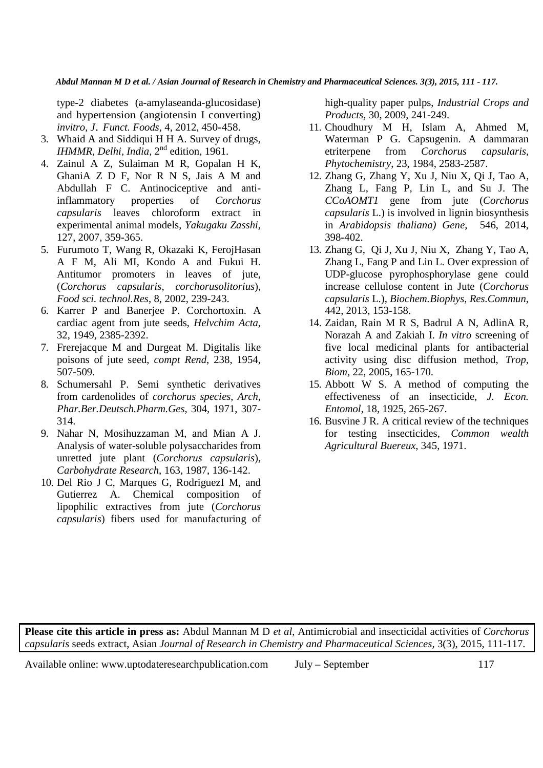type-2 diabetes (a-amylaseanda-glucosidase) and hypertension (angiotensin I converting) *invitro*, *J. Funct. Foods*, 4, 2012, 450-458.

3. Whaid A and Siddiqui H H A. Survey of drugs, *IHMMR, Delhi, India*, 2nd edition, 1961.
4. Zainul A Z, Sulaiman M R, Gopalan H K, GhaniA Z D F, Nor R N S, Jais A M and Abdullah F C. Antinociceptive and anti-inflammatory properties of *Corchorus capsularis* leaves chloroform extract in experimental animal models, *Yakugaku Zasshi*, 127, 2007, 359-365.
5. Furumoto T, Wang R, Okazaki K, FerojHasan A F M, Ali MI, Kondo A and Fukui H. Antitumor promoters in leaves of jute, (*Corchorus capsularis*, *corchorusolitorius*), *Food sci. technol.Res*, 8, 2002, 239-243.
6. Karrer P and Banerjee P. Corchortoxin. A cardiac agent from jute seeds, *Helvchim Acta*, 32, 1949, 2385-2392.
7. Frerejacque M and Durgeat M. Digitalis like poisons of jute seed, *compt Rend*, 238, 1954, 507-509.
8. Schumersahl P. Semi synthetic derivatives from cardenolides of *corchorus species*, *Arch, Phar.Ber.Deutsch.Pharm.Ges*, 304, 1971, 307-314.
9. Nahar N, Mosihuzzaman M, and Mian A J. Analysis of water-soluble polysaccharides from unretted jute plant (*Corchorus capsularis*), *Carbohydrate Research*, 163, 1987, 136-142.
10. Del Rio J C, Marques G, RodriguezI M, and Gutierrez A. Chemical composition of lipophilic extractives from jute (*Corchorus capsularis*) fibers used for manufacturing of high-quality paper pulps, *Industrial Crops and Products*, 30, 2009, 241-249.
11. Choudhury M H, Islam A, Ahmed M, Waterman P G. Capsugenin. A dammaran etriterpene from *Corchorus capsularis*, *Phytochemistry*, 23, 1984, 2583-2587.
12. Zhang G, Zhang Y, Xu J, Niu X, Qi J, Tao A, Zhang L, Fang P, Lin L, and Su J. The *CCoAOMT1* gene from jute (*Corchorus capsularis* L.) is involved in lignin biosynthesis in *Arabidopsis thaliana) Gene*, 546, 2014, 398-402.
13. Zhang G, Qi J, Xu J, Niu X, Zhang Y, Tao A, Zhang L, Fang P and Lin L. Over expression of UDP-glucose pyrophosphorylase gene could increase cellulose content in Jute (*Corchorus capsularis* L.), *Biochem.Biophys, Res.Commun*, 442, 2013, 153-158.
14. Zaidan, Rain M R S, Badrul A N, AdlinA R, Norazah A and Zakiah I. *In vitro* screening of five local medicinal plants for antibacterial activity using disc diffusion method, *Trop, Biom*, 22, 2005, 165-170.
15. Abbott W S. A method of computing the effectiveness of an insecticide, *J. Econ. Entomol*, 18, 1925, 265-267.
16. Busvine J R. A critical review of the techniques for testing insecticides, *Common wealth Agricultural Buereux*, 345, 1971.

**Please cite this article in press as:** Abdul Mannan M D *et al*, Antimicrobial and insecticidal activities of *Corchorus capsularis* seeds extract, Asian *Journal of Research in Chemistry and Pharmaceutical Sciences*, 3(3), 2015, 111-117.